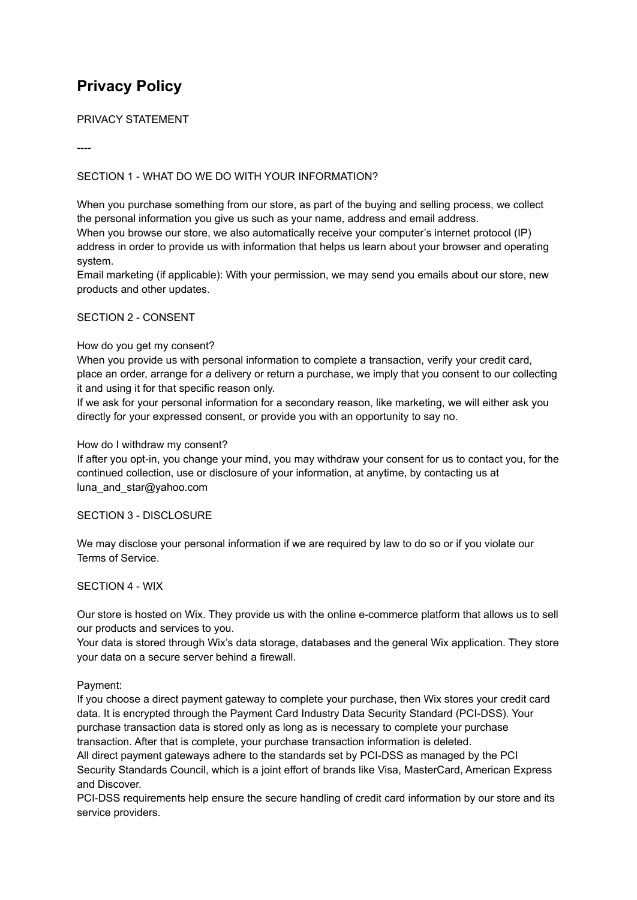# Privacy Policy

PRIVACY STATEMENT

----

SECTION 1 - WHAT DO WE DO WITH YOUR INFORMATION?

When you purchase something from our store, as part of the buying and selling process, we collect the personal information you give us such as your name, address and email address.
When you browse our store, we also automatically receive your computer's internet protocol (IP) address in order to provide us with information that helps us learn about your browser and operating system.
Email marketing (if applicable): With your permission, we may send you emails about our store, new products and other updates.

SECTION 2 - CONSENT

How do you get my consent?
When you provide us with personal information to complete a transaction, verify your credit card, place an order, arrange for a delivery or return a purchase, we imply that you consent to our collecting it and using it for that specific reason only.
If we ask for your personal information for a secondary reason, like marketing, we will either ask you directly for your expressed consent, or provide you with an opportunity to say no.

How do I withdraw my consent?
If after you opt-in, you change your mind, you may withdraw your consent for us to contact you, for the continued collection, use or disclosure of your information, at anytime, by contacting us at luna_and_star@yahoo.com

SECTION 3 - DISCLOSURE

We may disclose your personal information if we are required by law to do so or if you violate our Terms of Service.

SECTION 4 - WIX

Our store is hosted on Wix. They provide us with the online e-commerce platform that allows us to sell our products and services to you.
Your data is stored through Wix's data storage, databases and the general Wix application. They store your data on a secure server behind a firewall.

Payment:
If you choose a direct payment gateway to complete your purchase, then Wix stores your credit card data. It is encrypted through the Payment Card Industry Data Security Standard (PCI-DSS). Your purchase transaction data is stored only as long as is necessary to complete your purchase transaction. After that is complete, your purchase transaction information is deleted.
All direct payment gateways adhere to the standards set by PCI-DSS as managed by the PCI Security Standards Council, which is a joint effort of brands like Visa, MasterCard, American Express and Discover.
PCI-DSS requirements help ensure the secure handling of credit card information by our store and its service providers.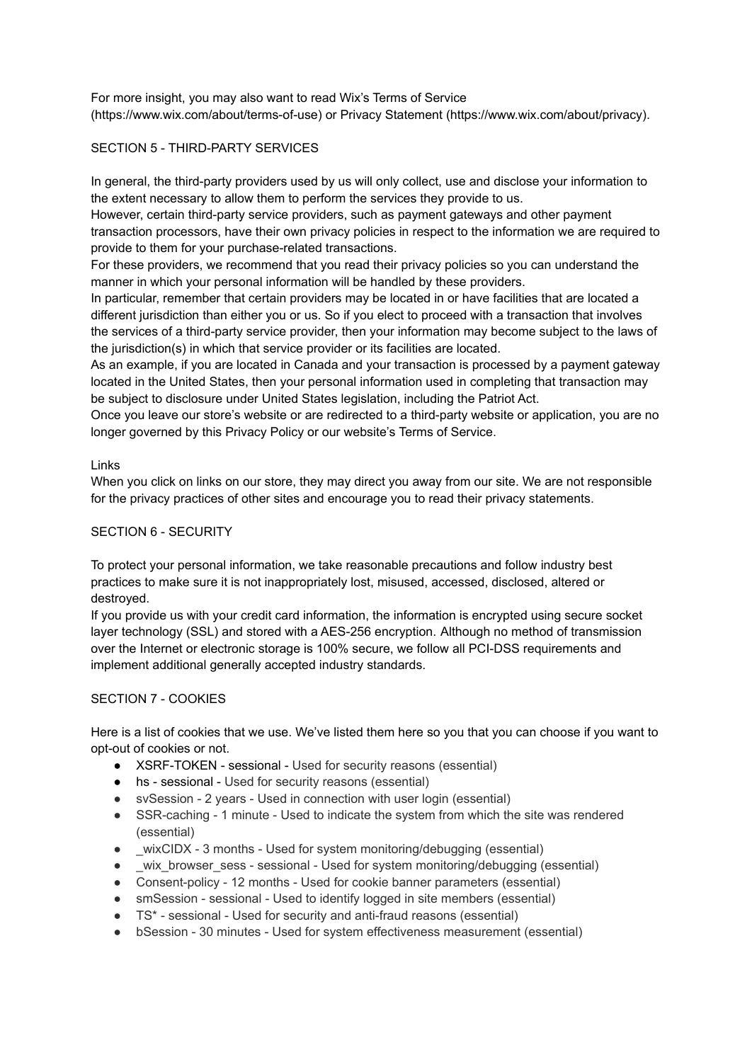For more insight, you may also want to read Wix's Terms of Service (https://www.wix.com/about/terms-of-use) or Privacy Statement (https://www.wix.com/about/privacy).

## SECTION 5 - THIRD-PARTY SERVICES

In general, the third-party providers used by us will only collect, use and disclose your information to the extent necessary to allow them to perform the services they provide to us.
However, certain third-party service providers, such as payment gateways and other payment transaction processors, have their own privacy policies in respect to the information we are required to provide to them for your purchase-related transactions.
For these providers, we recommend that you read their privacy policies so you can understand the manner in which your personal information will be handled by these providers.
In particular, remember that certain providers may be located in or have facilities that are located a different jurisdiction than either you or us. So if you elect to proceed with a transaction that involves the services of a third-party service provider, then your information may become subject to the laws of the jurisdiction(s) in which that service provider or its facilities are located.
As an example, if you are located in Canada and your transaction is processed by a payment gateway located in the United States, then your personal information used in completing that transaction may be subject to disclosure under United States legislation, including the Patriot Act.
Once you leave our store's website or are redirected to a third-party website or application, you are no longer governed by this Privacy Policy or our website's Terms of Service.

### Links

When you click on links on our store, they may direct you away from our site. We are not responsible for the privacy practices of other sites and encourage you to read their privacy statements.

## SECTION 6 - SECURITY

To protect your personal information, we take reasonable precautions and follow industry best practices to make sure it is not inappropriately lost, misused, accessed, disclosed, altered or destroyed.
If you provide us with your credit card information, the information is encrypted using secure socket layer technology (SSL) and stored with a AES-256 encryption. Although no method of transmission over the Internet or electronic storage is 100% secure, we follow all PCI-DSS requirements and implement additional generally accepted industry standards.

## SECTION 7 - COOKIES

Here is a list of cookies that we use. We've listed them here so you that you can choose if you want to opt-out of cookies or not.

- XSRF-TOKEN - sessional - Used for security reasons (essential)
- hs - sessional - Used for security reasons (essential)
- svSession - 2 years - Used in connection with user login (essential)
- SSR-caching - 1 minute - Used to indicate the system from which the site was rendered (essential)
- _wixCIDX - 3 months - Used for system monitoring/debugging (essential)
- _wix_browser_sess - sessional - Used for system monitoring/debugging (essential)
- Consent-policy - 12 months - Used for cookie banner parameters (essential)
- smSession - sessional - Used to identify logged in site members (essential)
- TS* - sessional - Used for security and anti-fraud reasons (essential)
- bSession - 30 minutes - Used for system effectiveness measurement (essential)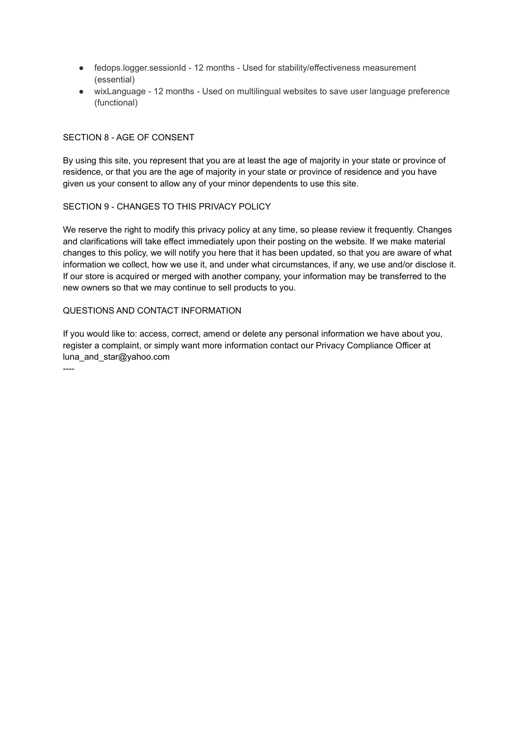- fedops.logger.sessionId - 12 months - Used for stability/effectiveness measurement (essential)
- wixLanguage - 12 months - Used on multilingual websites to save user language preference (functional)

SECTION 8 - AGE OF CONSENT

By using this site, you represent that you are at least the age of majority in your state or province of residence, or that you are the age of majority in your state or province of residence and you have given us your consent to allow any of your minor dependents to use this site.

SECTION 9 - CHANGES TO THIS PRIVACY POLICY

We reserve the right to modify this privacy policy at any time, so please review it frequently. Changes and clarifications will take effect immediately upon their posting on the website. If we make material changes to this policy, we will notify you here that it has been updated, so that you are aware of what information we collect, how we use it, and under what circumstances, if any, we use and/or disclose it. If our store is acquired or merged with another company, your information may be transferred to the new owners so that we may continue to sell products to you.

QUESTIONS AND CONTACT INFORMATION

If you would like to: access, correct, amend or delete any personal information we have about you, register a complaint, or simply want more information contact our Privacy Compliance Officer at luna_and_star@yahoo.com

----